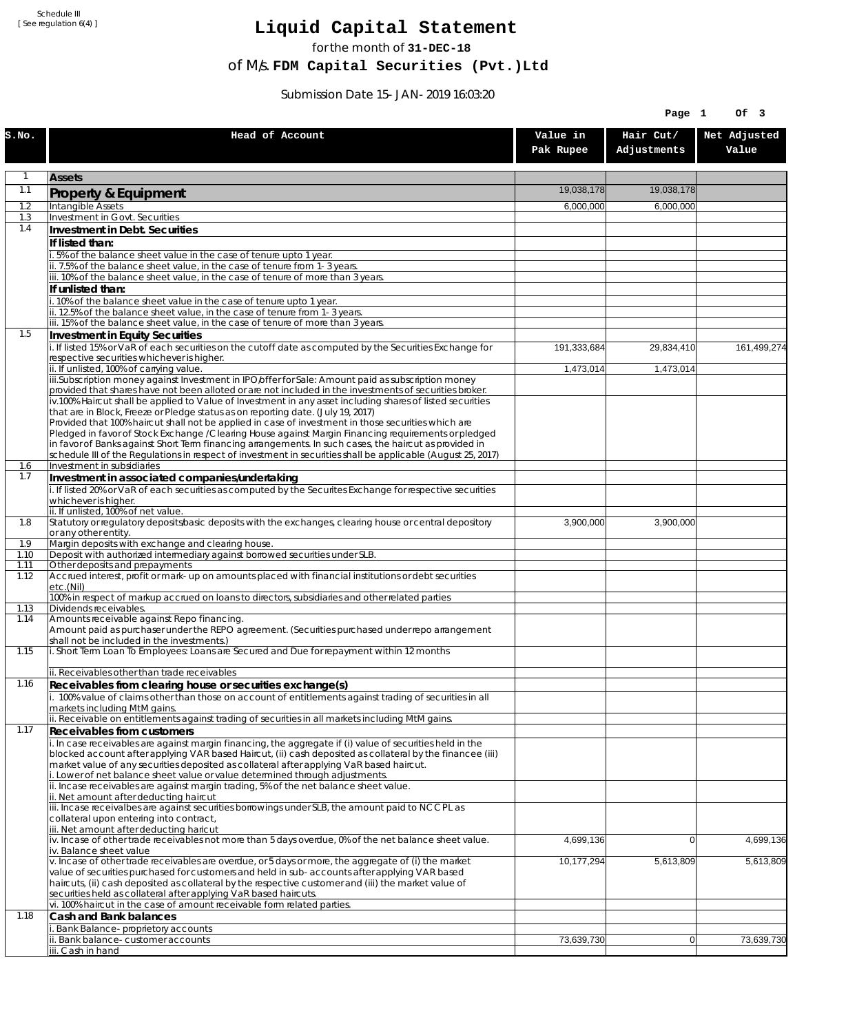Schedule III
[ See regulation 6(4) ]

# Liquid Capital Statement

for the month of **31-DEC-18**

of M/s. **FDM Capital Securities (Pvt.)Ltd**

Submission Date 15-JAN-2019 16:03:20

| S.No. | Head of Account | Value in Pak Rupee | Hair Cut/ Adjustments | Net Adjusted Value |
|---|---|---|---|---|
| 1 | **Assets** | | | |
| 1.1 | **Property & Equipment** | 19,038,178 | 19,038,178 | |
| 1.2 | Intangible Assets | 6,000,000 | 6,000,000 | |
| 1.3 | Investment in Govt. Securities | | | |
| 1.4 | **Investment in Debt. Securities** | | | |
| | **If listed than:** | | | |
| | i. 5% of the balance sheet value in the case of tenure upto 1 year. | | | |
| | ii. 7.5% of the balance sheet value, in the case of tenure from 1-3 years. | | | |
| | iii. 10% of the balance sheet value, in the case of tenure of more than 3 years. | | | |
| | **If unlisted than:** | | | |
| | i. 10% of the balance sheet value in the case of tenure upto 1 year. | | | |
| | ii. 12.5% of the balance sheet value, in the case of tenure from 1-3 years. | | | |
| | iii. 15% of the balance sheet value, in the case of tenure of more than 3 years. | | | |
| 1.5 | **Investment in Equity Securities** | | | |
| | i. If listed 15% or VaR of each securities on the cutoff date as computed by the Securities Exchange for respective securities whichever is higher. | 191,333,684 | 29,834,410 | 161,499,274 |
| | ii. If unlisted, 100% of carrying value. | 1,473,014 | 1,473,014 | |
| | iii.Subscription money against Investment in IPO/offer for Sale: Amount paid as subscription money provided that shares have not been alloted or are not included in the investments of securities broker. | | | |
| | iv.100% Haircut shall be applied to Value of Investment in any asset including shares of listed securities that are in Block, Freeze or Pledge status as on reporting date. (July 19, 2017) Provided that 100% haircut shall not be applied in case of investment in those securities which are Pledged in favor of Stock Exchange / Clearing House against Margin Financing requirements or pledged in favor of Banks against Short Term financing arrangements. In such cases, the haircut as provided in schedule III of the Regulations in respect of investment in securities shall be applicable (August 25, 2017) | | | |
| 1.6 | Investment in subsidiaries | | | |
| 1.7 | **Investment in associated companies/undertaking** | | | |
| | i. If listed 20% or VaR of each securities as computed by the Securites Exchange for respective securities whichever is higher. | | | |
| | ii. If unlisted, 100% of net value. | | | |
| 1.8 | Statutory or regulatory deposits/basic deposits with the exchanges, clearing house or central depository or any other entity. | 3,900,000 | 3,900,000 | |
| 1.9 | Margin deposits with exchange and clearing house. | | | |
| 1.10 | Deposit with authorized intermediary against borrowed securities under SLB. | | | |
| 1.11 | Other deposits and prepayments | | | |
| 1.12 | Accrued interest, profit or mark-up on amounts placed with financial institutions or debt securities etc.(Nil) | | | |
| | 100% in respect of markup accrued on loans to directors, subsidiaries and other related parties | | | |
| 1.13 | Dividends receivables. | | | |
| 1.14 | Amounts receivable against Repo financing. Amount paid as purchaser under the REPO agreement. (Securities purchased under repo arrangement shall not be included in the investments.) | | | |
| 1.15 | i. Short Term Loan To Employees: Loans are Secured and Due for repayment within 12 months | | | |
| | ii. Receivables other than trade receivables | | | |
| 1.16 | **Receivables from clearing house or securities exchange(s)** | | | |
| | i. 100% value of claims other than those on account of entitlements against trading of securities in all markets including MtM gains. | | | |
| | ii. Receivable on entitlements against trading of securities in all markets including MtM gains. | | | |
| 1.17 | **Receivables from customers** | | | |
| | i. In case receivables are against margin financing, the aggregate if (i) value of securities held in the blocked account after applying VAR based Haircut, (ii) cash deposited as collateral by the financee (iii) market value of any securities deposited as collateral after applying VaR based haircut. i. Lower of net balance sheet value or value determined through adjustments. | | | |
| | ii. Incase receivables are against margin trading, 5% of the net balance sheet value. ii. Net amount after deducting haircut | | | |
| | iii. Incase receivalbes are against securities borrowings under SLB, the amount paid to NCCPL as collateral upon entering into contract, iii. Net amount after deducting haricut | | | |
| | iv. Incase of other trade receivables not more than 5 days overdue, 0% of the net balance sheet value. iv. Balance sheet value | 4,699,136 | 0 | 4,699,136 |
| | v. Incase of other trade receivables are overdue, or 5 days or more, the aggregate of (i) the market value of securities purchased for customers and held in sub-accounts after applying VAR based haircuts, (ii) cash deposited as collateral by the respective customer and (iii) the market value of securities held as collateral after applying VaR based haircuts. | 10,177,294 | 5,613,809 | 5,613,809 |
| | vi. 100% haircut in the case of amount receivable form related parties. | | | |
| 1.18 | **Cash and Bank balances** | | | |
| | i. Bank Balance-proprietory accounts | | | |
| | ii. Bank balance-customer accounts | 73,639,730 | 0 | 73,639,730 |
| | iii. Cash in hand | | | |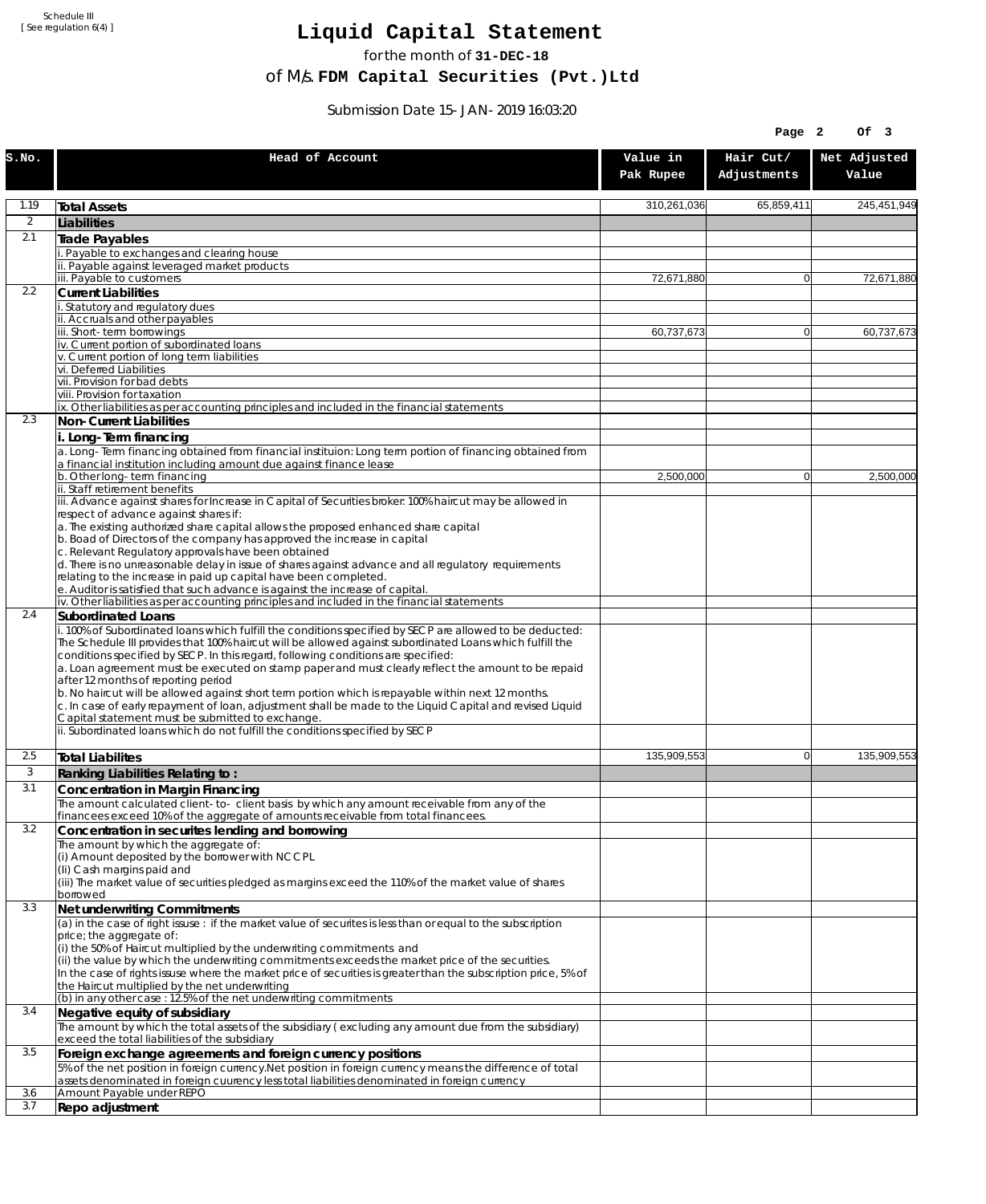Schedule III
[ See regulation 6(4) ]

# Liquid Capital Statement

for the month of **31-DEC-18**

of M/s. **FDM Capital Securities (Pvt.)Ltd**

Submission Date 15-JAN-2019 16:03:20

| S.No. | Head of Account | Value in Pak Rupee | Hair Cut/ Adjustments | Net Adjusted Value |
|---|---|---|---|---|
| 1.19 | **Total Assets** | 310,261,036 | 65,859,411 | 245,451,949 |
| 2 | **Liabilities** | | | |
| 2.1 | **Trade Payables** | | | |
| | i. Payable to exchanges and clearing house | | | |
| | ii. Payable against leveraged market products | | | |
| | iii. Payable to customers | 72,671,880 | 0 | 72,671,880 |
| 2.2 | **Current Liabilities** | | | |
| | i. Statutory and regulatory dues | | | |
| | ii. Accruals and other payables | | | |
| | iii. Short-term borrowings | 60,737,673 | 0 | 60,737,673 |
| | iv. Current portion of subordinated loans | | | |
| | v. Current portion of long term liabilities | | | |
| | vi. Deferred Liabilities | | | |
| | vii. Provision for bad debts | | | |
| | viii. Provision for taxation | | | |
| | ix. Other liabilities as per accounting principles and included in the financial statements | | | |
| 2.3 | **Non-Current Liabilities** | | | |
| | **i. Long-Term financing** | | | |
| | a. Long-Term financing obtained from financial instituion: Long term portion of financing obtained from a financial institution including amount due against finance lease | | | |
| | b. Other long-term financing | 2,500,000 | 0 | 2,500,000 |
| | ii. Staff retirement benefits | | | |
| | iii. Advance against shares for Increase in Capital of Securities broker: 100% haircut may be allowed in respect of advance against shares if:<br>a. The existing authorized share capital allows the proposed enhanced share capital<br>b. Boad of Directors of the company has approved the increase in capital<br>c. Relevant Regulatory approvals have been obtained<br>d. There is no unreasonable delay in issue of shares against advance and all regulatory requirements relating to the increase in paid up capital have been completed.<br>e. Auditor is satisfied that such advance is against the increase of capital. | | | |
| | iv. Other liabilities as per accounting principles and included in the financial statements | | | |
| 2.4 | **Subordinated Loans** | | | |
| | i. 100% of Subordinated loans which fulfill the conditions specified by SECP are allowed to be deducted:<br>The Schedule III provides that 100% haircut will be allowed against subordinated Loans which fulfill the conditions specified by SECP. In this regard, following conditions are specified:<br>a. Loan agreement must be executed on stamp paper and must clearly reflect the amount to be repaid after 12 months of reporting period<br>b. No haircut will be allowed against short term portion which is repayable within next 12 months.<br>c. In case of early repayment of loan, adjustment shall be made to the Liquid Capital and revised Liquid Capital statement must be submitted to exchange. | | | |
| | ii. Subordinated loans which do not fulfill the conditions specified by SECP | | | |
| 2.5 | **Total Liabilites** | 135,909,553 | 0 | 135,909,553 |
| 3 | **Ranking Liabilities Relating to :** | | | |
| 3.1 | **Concentration in Margin Financing** | | | |
| | The amount calculated client-to- client basis by which any amount receivable from any of the financees exceed 10% of the aggregate of amounts receivable from total financees. | | | |
| 3.2 | **Concentration in securites lending and borrowing** | | | |
| | The amount by which the aggregate of:<br>(i) Amount deposited by the borrower with NCCPL<br>(Ii) Cash margins paid and<br>(iii) The market value of securities pledged as margins exceed the 110% of the market value of shares borrowed | | | |
| 3.3 | **Net underwriting Commitments** | | | |
| | (a) in the case of right issuse : if the market value of securites is less than or equal to the subscription price; the aggregate of:<br>(i) the 50% of Haircut multiplied by the underwriting commitments and<br>(ii) the value by which the underwriting commitments exceeds the market price of the securities.<br>In the case of rights issuse where the market price of securities is greater than the subscription price, 5% of the Haircut multiplied by the net underwriting | | | |
| | (b) in any other case : 12.5% of the net underwriting commitments | | | |
| 3.4 | **Negative equity of subsidiary** | | | |
| | The amount by which the total assets of the subsidiary ( excluding any amount due from the subsidiary) exceed the total liabilities of the subsidiary | | | |
| 3.5 | **Foreign exchange agreements and foreign currency positions** | | | |
| | 5% of the net position in foreign currency.Net position in foreign currency means the difference of total assets denominated in foreign cuurency less total liabilities denominated in foreign currency | | | |
| 3.6 | Amount Payable under REPO | | | |
| 3.7 | **Repo adjustment** | | | |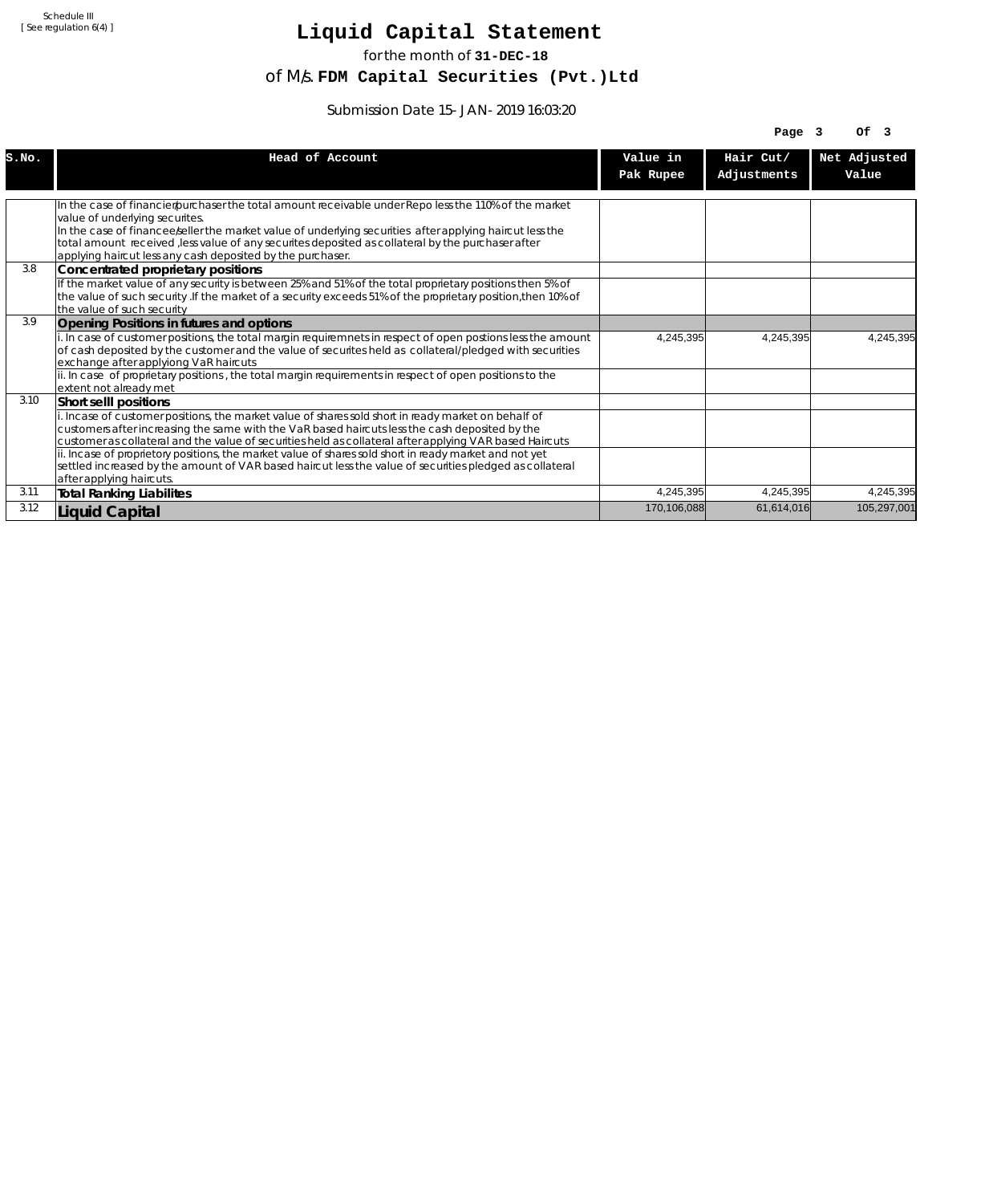Schedule III
[ See regulation 6(4) ]

# Liquid Capital Statement

for the month of **31-DEC-18**

of M/s. **FDM Capital Securities (Pvt.)Ltd**

Submission Date 15-JAN-2019 16:03:20

| S.No. | Head of Account | Value in Pak Rupee | Hair Cut/ Adjustments | Net Adjusted Value |
|---|---|---|---|---|
| | In the case of financier/purchaser the total amount receivable under Repo less the 110% of the market value of underlying securites.<br>In the case of financee/seller the market value of underlying securities after applying haircut less the total amount received ,less value of any securites deposited as collateral by the purchaser after applying haircut less any cash deposited by the purchaser. | | | |
| 3.8 | **Concentrated proprietary positions** | | | |
| | If the market value of any security is between 25% and 51% of the total proprietary positions then 5% of the value of such security .If the market of a security exceeds 51% of the proprietary position,then 10% of the value of such security | | | |
| 3.9 | **Opening Positions in futures and options** | | | |
| | i. In case of customer positions, the total margin requiremnets in respect of open postions less the amount of cash deposited by the customer and the value of securites held as collateral/pledged with securities exchange after applyiong VaR haircuts | 4,245,395 | 4,245,395 | 4,245,395 |
| | ii. In case of proprietary positions , the total margin requirements in respect of open positions to the extent not already met | | | |
| 3.10 | **Short selll positions** | | | |
| | i. Incase of customer positions, the market value of shares sold short in ready market on behalf of customers after increasing the same with the VaR based haircuts less the cash deposited by the customer as collateral and the value of securities held as collateral after applying VAR based Haircuts | | | |
| | ii. Incase of proprietory positions, the market value of shares sold short in ready market and not yet settled increased by the amount of VAR based haircut less the value of securities pledged as collateral after applying haircuts. | | | |
| 3.11 | **Total Ranking Liabilites** | 4,245,395 | 4,245,395 | 4,245,395 |
| 3.12 | **Liquid Capital** | 170,106,088 | 61,614,016 | 105,297,001 |